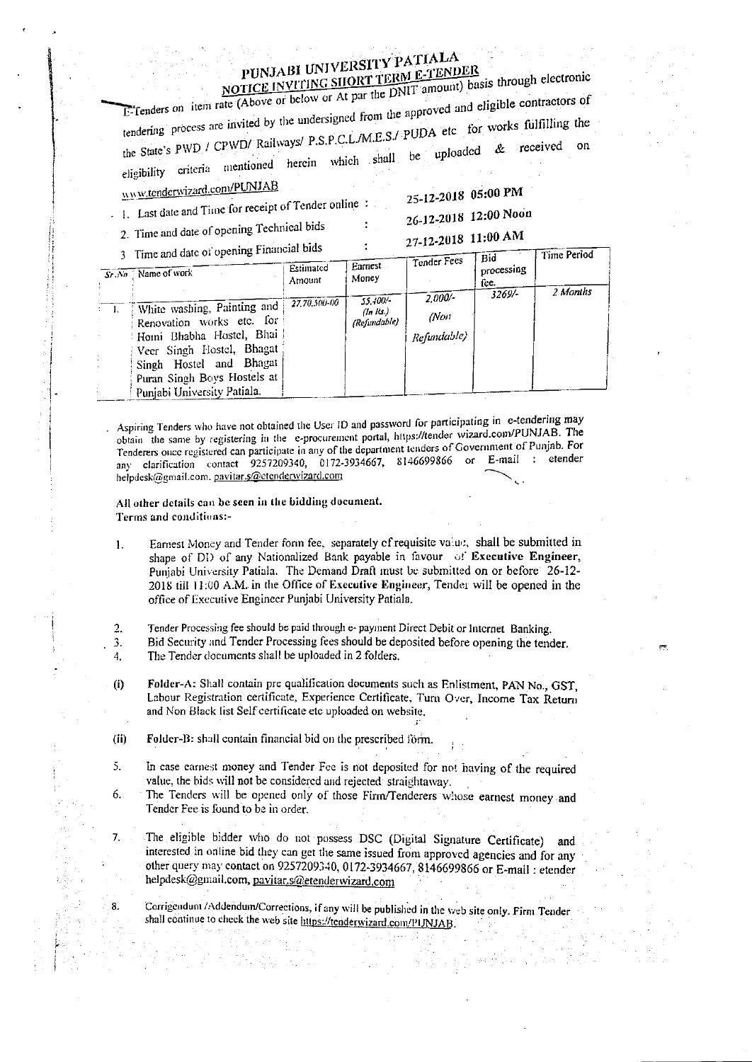# PUNJABI UNIVERSITY PATIALA

## NOTICE INVITING SHORT TERM E-TENDER

E-Tenders on item rate (Above or below or At par the DNIT amount) basis through electronic tendering process are invited by the undersigned from the approved and eligible contractors of the State's PWD / CPWD/ Railways/ P.S.P.C.L./M.E.S./ PUDA etc for works fulfilling the eligibility criteria mentioned herein which shall be uploaded & received on www.tenderwizard.com/PUNJAB

1. Last date and Time for receipt of Tender online : 25-12-2018 05:00 PM
2. Time and date of opening Technical bids : 26-12-2018 12:00 Noon
3. Time and date of opening Financial bids : 27-12-2018 11:00 AM

| Sr. No | Name of work | Estimated Amount | Earnest Money | Tender Fees | Bid processing fee. | Time Period |
|---|---|---|---|---|---|---|
| 1. | White washing, Painting and Renovation works etc. for Homi Bhabha Hostel, Bhai Veer Singh Hostel, Bhagat Singh Hostel and Bhagat Puran Singh Boys Hostels at Punjabi University Patiala. | 27,70,500-00 | 55,400/- (In Rs.) (Refundable) | 2,000/- (Non Refundable) | 3269/- | 2 Months |

Aspiring Tenders who have not obtained the User ID and password for participating in e-tendering may obtain the same by registering in the e-procurement portal, https://tender wizard.com/PUNJAB. The Tenderers once registered can participate in any of the department tenders of Government of Punjab. For any clarification contact 9257209340, 0172-3934667, 8146699866 or E-mail : etender helpdesk@gmail.com, pavitar.s@etenderwizard.com

**All other details can be seen in the bidding document.**

**Terms and conditions:-**

1. Earnest Money and Tender form fee, separately of requisite value, shall be submitted in shape of DD of any Nationalized Bank payable in favour of **Executive Engineer,** Punjabi University Patiala. The Demand Draft must be submitted on or before 26-12-2018 till 11:00 A.M. in the Office of **Executive Engineer,** Tender will be opened in the office of Executive Engineer Punjabi University Patiala.
2. Tender Processing fee should be paid through e- payment Direct Debit or Internet Banking.
3. Bid Security and Tender Processing fees should be deposited before opening the tender.
4. The Tender documents shall be uploaded in 2 folders.

(i) **Folder-A:** Shall contain pre qualification documents such as Enlistment, PAN No., GST, Labour Registration certificate, Experience Certificate, Turn Over, Income Tax Return and Non Black list Self certificate etc uploaded on website.

(ii) **Folder-B:** shall contain financial bid on the prescribed form.

5. In case earnest money and Tender Fee is not deposited for not having of the required value, the bids will **not** be considered and rejected straightaway.
6. The Tenders will be opened only of those Firm/Tenderers whose earnest money and Tender Fee is found to be in order.
7. The eligible bidder who do not possess DSC (Digital Signature Certificate) and interested in online bid they can get the same issued from approved agencies and for any other query may contact on 9257209340, 0172-3934667, 8146699866 or E-mail : etender helpdesk@gmail.com, pavitar.s@etenderwizard.com
8. Corrigendum /Addendum/Corrections, if any will be published in the web site only. Firm Tender shall continue to check the web site https://tenderwizard.com/PUNJAB.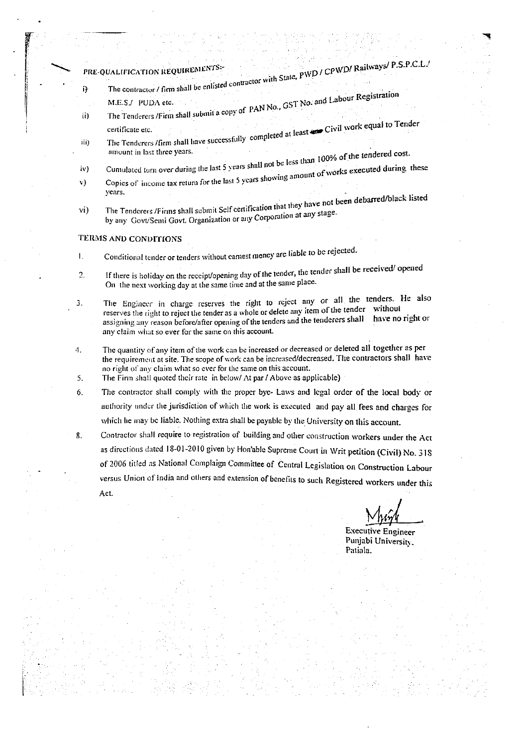PRE-QUALIFICATION REQUIREMENTS:-

i) The contractor / firm shall be enlisted contractor with State, PWD / CPWD/ Railways/ P.S.P.C.L./ M.E.S./ PUDA etc.

ii) The Tenderers /Firm shall submit a copy of PAN No., GST No. and Labour Registration certificate etc.

iii) The Tenderers /firm shall have successfully completed at least one Civil work equal to Tender amount in last three years.

iv) Cumulated turn over during the last 5 years shall not be less than 100% of the tendered cost.

v) Copies of income tax return for the last 5 years showing amount of works executed during these years.

vi) The Tenderers /Firms shall submit Self certification that they have not been debarred/black listed by any Govt/Semi Govt. Organization or any Corporation at any stage.

TERMS AND CONDITIONS

1. Conditional tender or tenders without earnest money are liable to be rejected.

2. If there is holiday on the receipt/opening day of the tender, the tender shall be received/ opened On the next working day at the same time and at the same place.

3. The Engineer in charge reserves the right to reject any or all the tenders. He also reserves the right to reject the tender as a whole or delete any item of the tender without assigning any reason before/after opening of the tenders and the tenderers shall have no right or any claim what so ever for the same on this account.

4. The quantity of any item of the work can be increased or decreased or deleted all together as per the requirement at site. The scope of work can be increased/decreased. The contractors shall have no right of any claim what so ever for the same on this account.

5. The Firm shall quoted their rate in below/ At par / Above as applicable)

6. The contractor shall comply with the proper bye- Laws and legal order of the local body or authority under the jurisdiction of which the work is executed and pay all fees and charges for which he may be liable. Nothing extra shall be payable by the University on this account.

8. Contractor shall require to registration of building and other construction workers under the Act as directions dated 18-01-2010 given by Hon'able Supreme Court in Writ petition (Civil) No. 318 of 2006 titled as National Complaign Committee of Central Legislation on Construction Labour versus Union of India and others and extension of benefits to such Registered workers under this Act.

Executive Engineer
Punjabi University,
Patiala.